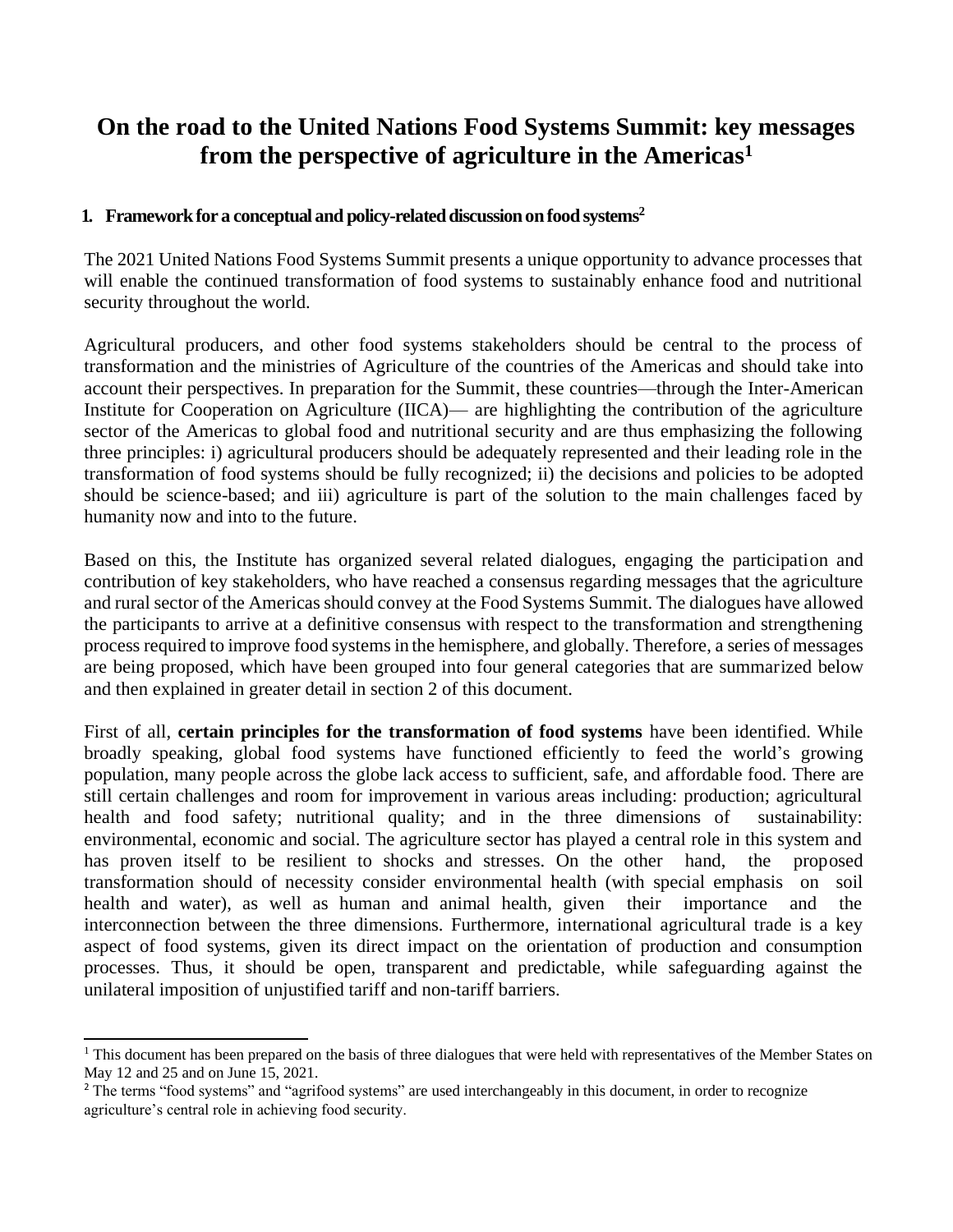# On the road to the United Nations Food Systems Summit: key messages from the perspective of agriculture in the Americas[1]

## 1. Framework for a conceptual and policy-related discussion on food systems[2]

The 2021 United Nations Food Systems Summit presents a unique opportunity to advance processes that will enable the continued transformation of food systems to sustainably enhance food and nutritional security throughout the world.

Agricultural producers, and other food systems stakeholders should be central to the process of transformation and the ministries of Agriculture of the countries of the Americas and should take into account their perspectives. In preparation for the Summit, these countries—through the Inter-American Institute for Cooperation on Agriculture (IICA)— are highlighting the contribution of the agriculture sector of the Americas to global food and nutritional security and are thus emphasizing the following three principles: i) agricultural producers should be adequately represented and their leading role in the transformation of food systems should be fully recognized; ii) the decisions and policies to be adopted should be science-based; and iii) agriculture is part of the solution to the main challenges faced by humanity now and into to the future.

Based on this, the Institute has organized several related dialogues, engaging the participation and contribution of key stakeholders, who have reached a consensus regarding messages that the agriculture and rural sector of the Americas should convey at the Food Systems Summit. The dialogues have allowed the participants to arrive at a definitive consensus with respect to the transformation and strengthening process required to improve food systems in the hemisphere, and globally. Therefore, a series of messages are being proposed, which have been grouped into four general categories that are summarized below and then explained in greater detail in section 2 of this document.

First of all, **certain principles for the transformation of food systems** have been identified. While broadly speaking, global food systems have functioned efficiently to feed the world's growing population, many people across the globe lack access to sufficient, safe, and affordable food. There are still certain challenges and room for improvement in various areas including: production; agricultural health and food safety; nutritional quality; and in the three dimensions of sustainability: environmental, economic and social. The agriculture sector has played a central role in this system and has proven itself to be resilient to shocks and stresses. On the other hand, the proposed transformation should of necessity consider environmental health (with special emphasis on soil health and water), as well as human and animal health, given their importance and the interconnection between the three dimensions. Furthermore, international agricultural trade is a key aspect of food systems, given its direct impact on the orientation of production and consumption processes. Thus, it should be open, transparent and predictable, while safeguarding against the unilateral imposition of unjustified tariff and non-tariff barriers.

---

[1] This document has been prepared on the basis of three dialogues that were held with representatives of the Member States on May 12 and 25 and on June 15, 2021.

[2] The terms "food systems" and "agrifood systems" are used interchangeably in this document, in order to recognize agriculture's central role in achieving food security.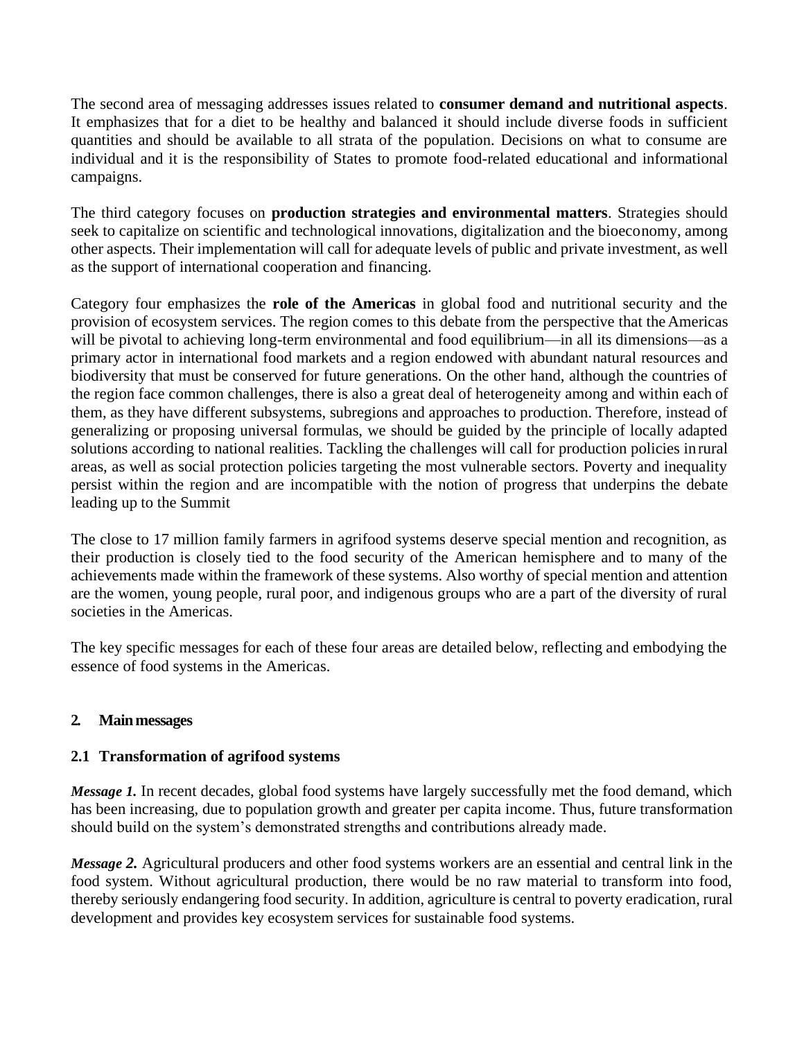The second area of messaging addresses issues related to **consumer demand and nutritional aspects**. It emphasizes that for a diet to be healthy and balanced it should include diverse foods in sufficient quantities and should be available to all strata of the population. Decisions on what to consume are individual and it is the responsibility of States to promote food-related educational and informational campaigns.

The third category focuses on **production strategies and environmental matters**. Strategies should seek to capitalize on scientific and technological innovations, digitalization and the bioeconomy, among other aspects. Their implementation will call for adequate levels of public and private investment, as well as the support of international cooperation and financing.

Category four emphasizes the **role of the Americas** in global food and nutritional security and the provision of ecosystem services. The region comes to this debate from the perspective that the Americas will be pivotal to achieving long-term environmental and food equilibrium—in all its dimensions—as a primary actor in international food markets and a region endowed with abundant natural resources and biodiversity that must be conserved for future generations. On the other hand, although the countries of the region face common challenges, there is also a great deal of heterogeneity among and within each of them, as they have different subsystems, subregions and approaches to production. Therefore, instead of generalizing or proposing universal formulas, we should be guided by the principle of locally adapted solutions according to national realities. Tackling the challenges will call for production policies in rural areas, as well as social protection policies targeting the most vulnerable sectors. Poverty and inequality persist within the region and are incompatible with the notion of progress that underpins the debate leading up to the Summit

The close to 17 million family farmers in agrifood systems deserve special mention and recognition, as their production is closely tied to the food security of the American hemisphere and to many of the achievements made within the framework of these systems. Also worthy of special mention and attention are the women, young people, rural poor, and indigenous groups who are a part of the diversity of rural societies in the Americas.

The key specific messages for each of these four areas are detailed below, reflecting and embodying the essence of food systems in the Americas.

## 2. Main messages

### 2.1 Transformation of agrifood systems

***Message 1.*** In recent decades, global food systems have largely successfully met the food demand, which has been increasing, due to population growth and greater per capita income. Thus, future transformation should build on the system's demonstrated strengths and contributions already made.

***Message 2.*** Agricultural producers and other food systems workers are an essential and central link in the food system. Without agricultural production, there would be no raw material to transform into food, thereby seriously endangering food security. In addition, agriculture is central to poverty eradication, rural development and provides key ecosystem services for sustainable food systems.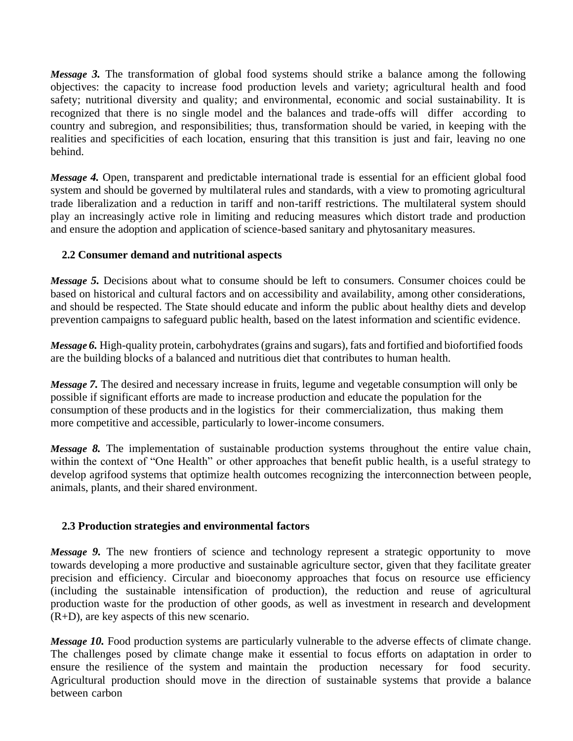***Message 3.*** The transformation of global food systems should strike a balance among the following objectives: the capacity to increase food production levels and variety; agricultural health and food safety; nutritional diversity and quality; and environmental, economic and social sustainability. It is recognized that there is no single model and the balances and trade-offs will differ according to country and subregion, and responsibilities; thus, transformation should be varied, in keeping with the realities and specificities of each location, ensuring that this transition is just and fair, leaving no one behind.

***Message 4.*** Open, transparent and predictable international trade is essential for an efficient global food system and should be governed by multilateral rules and standards, with a view to promoting agricultural trade liberalization and a reduction in tariff and non-tariff restrictions. The multilateral system should play an increasingly active role in limiting and reducing measures which distort trade and production and ensure the adoption and application of science-based sanitary and phytosanitary measures.

### 2.2 Consumer demand and nutritional aspects

***Message 5.*** Decisions about what to consume should be left to consumers. Consumer choices could be based on historical and cultural factors and on accessibility and availability, among other considerations, and should be respected. The State should educate and inform the public about healthy diets and develop prevention campaigns to safeguard public health, based on the latest information and scientific evidence.

***Message 6.*** High-quality protein, carbohydrates (grains and sugars), fats and fortified and biofortified foods are the building blocks of a balanced and nutritious diet that contributes to human health.

***Message 7.*** The desired and necessary increase in fruits, legume and vegetable consumption will only be possible if significant efforts are made to increase production and educate the population for the consumption of these products and in the logistics for their commercialization, thus making them more competitive and accessible, particularly to lower-income consumers.

***Message 8.*** The implementation of sustainable production systems throughout the entire value chain, within the context of "One Health" or other approaches that benefit public health, is a useful strategy to develop agrifood systems that optimize health outcomes recognizing the interconnection between people, animals, plants, and their shared environment.

### 2.3 Production strategies and environmental factors

***Message 9.*** The new frontiers of science and technology represent a strategic opportunity to move towards developing a more productive and sustainable agriculture sector, given that they facilitate greater precision and efficiency. Circular and bioeconomy approaches that focus on resource use efficiency (including the sustainable intensification of production), the reduction and reuse of agricultural production waste for the production of other goods, as well as investment in research and development (R+D), are key aspects of this new scenario.

***Message 10.*** Food production systems are particularly vulnerable to the adverse effects of climate change. The challenges posed by climate change make it essential to focus efforts on adaptation in order to ensure the resilience of the system and maintain the production necessary for food security. Agricultural production should move in the direction of sustainable systems that provide a balance between carbon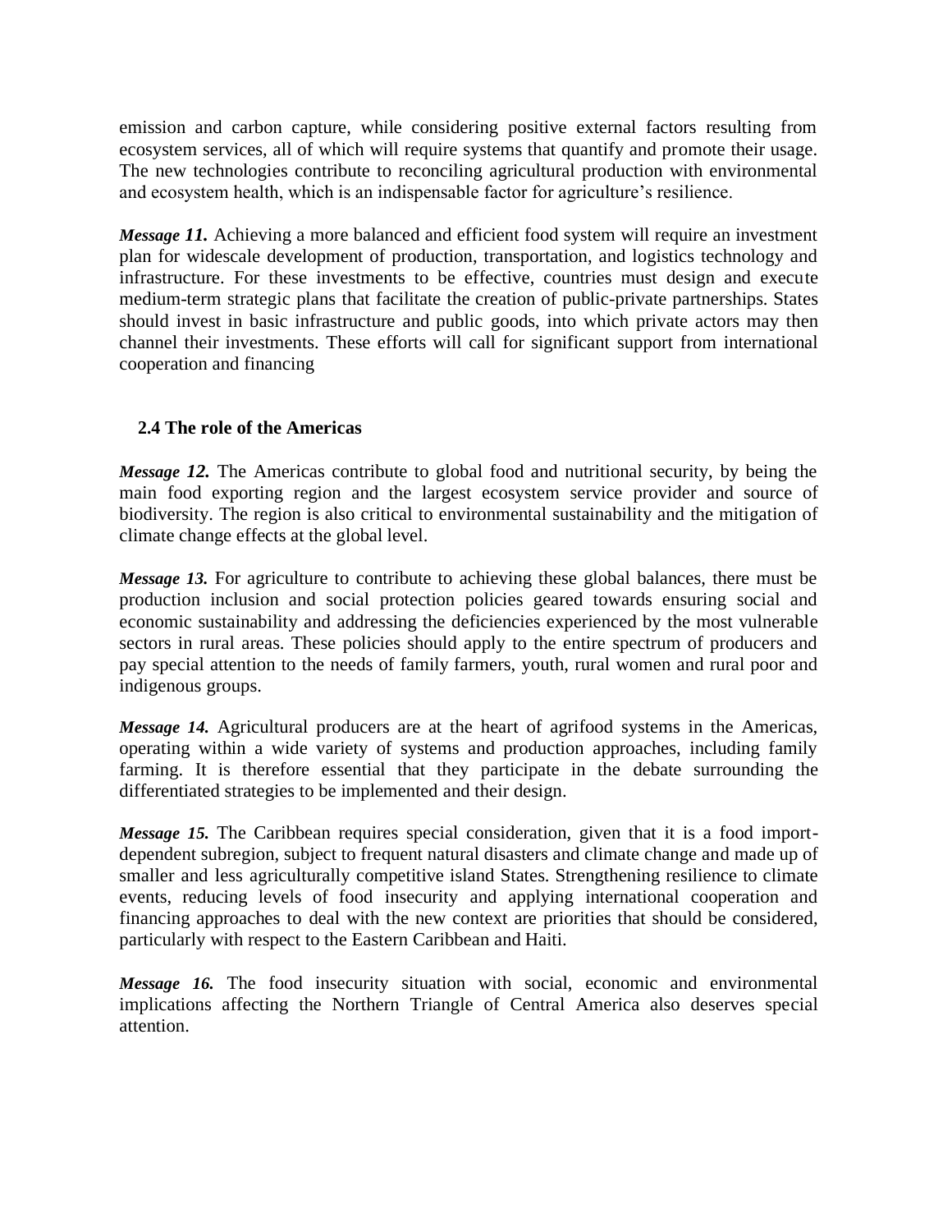emission and carbon capture, while considering positive external factors resulting from ecosystem services, all of which will require systems that quantify and promote their usage. The new technologies contribute to reconciling agricultural production with environmental and ecosystem health, which is an indispensable factor for agriculture's resilience.

***Message 11.*** Achieving a more balanced and efficient food system will require an investment plan for widescale development of production, transportation, and logistics technology and infrastructure. For these investments to be effective, countries must design and execute medium-term strategic plans that facilitate the creation of public-private partnerships. States should invest in basic infrastructure and public goods, into which private actors may then channel their investments. These efforts will call for significant support from international cooperation and financing

### 2.4 The role of the Americas

***Message 12.*** The Americas contribute to global food and nutritional security, by being the main food exporting region and the largest ecosystem service provider and source of biodiversity. The region is also critical to environmental sustainability and the mitigation of climate change effects at the global level.

***Message 13.*** For agriculture to contribute to achieving these global balances, there must be production inclusion and social protection policies geared towards ensuring social and economic sustainability and addressing the deficiencies experienced by the most vulnerable sectors in rural areas. These policies should apply to the entire spectrum of producers and pay special attention to the needs of family farmers, youth, rural women and rural poor and indigenous groups.

***Message 14.*** Agricultural producers are at the heart of agrifood systems in the Americas, operating within a wide variety of systems and production approaches, including family farming. It is therefore essential that they participate in the debate surrounding the differentiated strategies to be implemented and their design.

***Message 15.*** The Caribbean requires special consideration, given that it is a food import-dependent subregion, subject to frequent natural disasters and climate change and made up of smaller and less agriculturally competitive island States. Strengthening resilience to climate events, reducing levels of food insecurity and applying international cooperation and financing approaches to deal with the new context are priorities that should be considered, particularly with respect to the Eastern Caribbean and Haiti.

***Message 16.*** The food insecurity situation with social, economic and environmental implications affecting the Northern Triangle of Central America also deserves special attention.